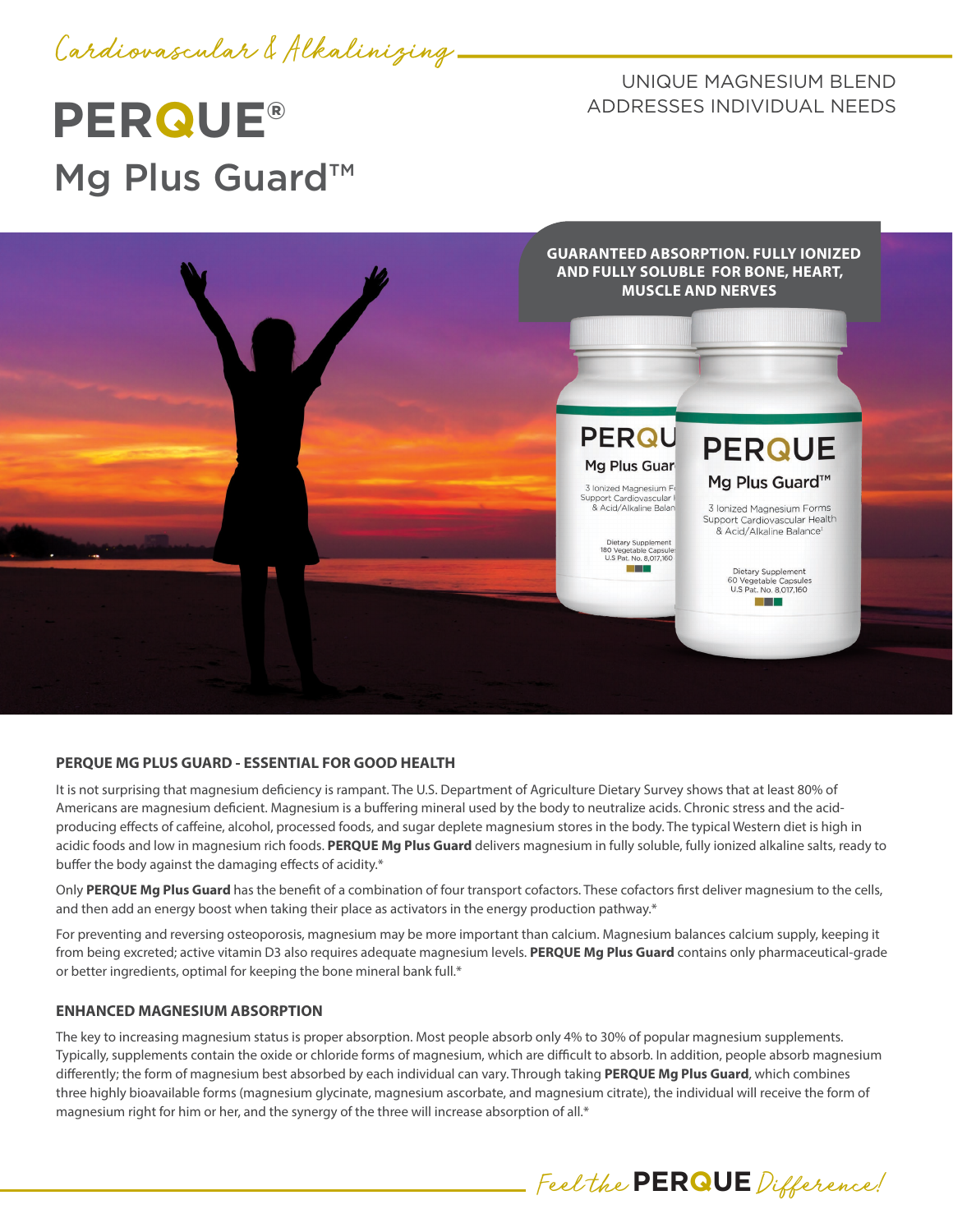*Cardiovascular & Alkalinizing*

# PERQUE®
## Mg Plus Guard™

UNIQUE MAGNESIUM BLEND ADDRESSES INDIVIDUAL NEEDS

**GUARANTEED ABSORPTION. FULLY IONIZED AND FULLY SOLUBLE FOR BONE, HEART, MUSCLE AND NERVES**

### PERQUE MG PLUS GUARD - ESSENTIAL FOR GOOD HEALTH

It is not surprising that magnesium deficiency is rampant. The U.S. Department of Agriculture Dietary Survey shows that at least 80% of Americans are magnesium deficient. Magnesium is a buffering mineral used by the body to neutralize acids. Chronic stress and the acid-producing effects of caffeine, alcohol, processed foods, and sugar deplete magnesium stores in the body. The typical Western diet is high in acidic foods and low in magnesium rich foods. **PERQUE Mg Plus Guard** delivers magnesium in fully soluble, fully ionized alkaline salts, ready to buffer the body against the damaging effects of acidity.*

Only **PERQUE Mg Plus Guard** has the benefit of a combination of four transport cofactors. These cofactors first deliver magnesium to the cells, and then add an energy boost when taking their place as activators in the energy production pathway.*

For preventing and reversing osteoporosis, magnesium may be more important than calcium. Magnesium balances calcium supply, keeping it from being excreted; active vitamin D3 also requires adequate magnesium levels. **PERQUE Mg Plus Guard** contains only pharmaceutical-grade or better ingredients, optimal for keeping the bone mineral bank full.*

### ENHANCED MAGNESIUM ABSORPTION

The key to increasing magnesium status is proper absorption. Most people absorb only 4% to 30% of popular magnesium supplements. Typically, supplements contain the oxide or chloride forms of magnesium, which are difficult to absorb. In addition, people absorb magnesium differently; the form of magnesium best absorbed by each individual can vary. Through taking **PERQUE Mg Plus Guard**, which combines three highly bioavailable forms (magnesium glycinate, magnesium ascorbate, and magnesium citrate), the individual will receive the form of magnesium right for him or her, and the synergy of the three will increase absorption of all.*

*Feel the* **PERQUE** *Difference!*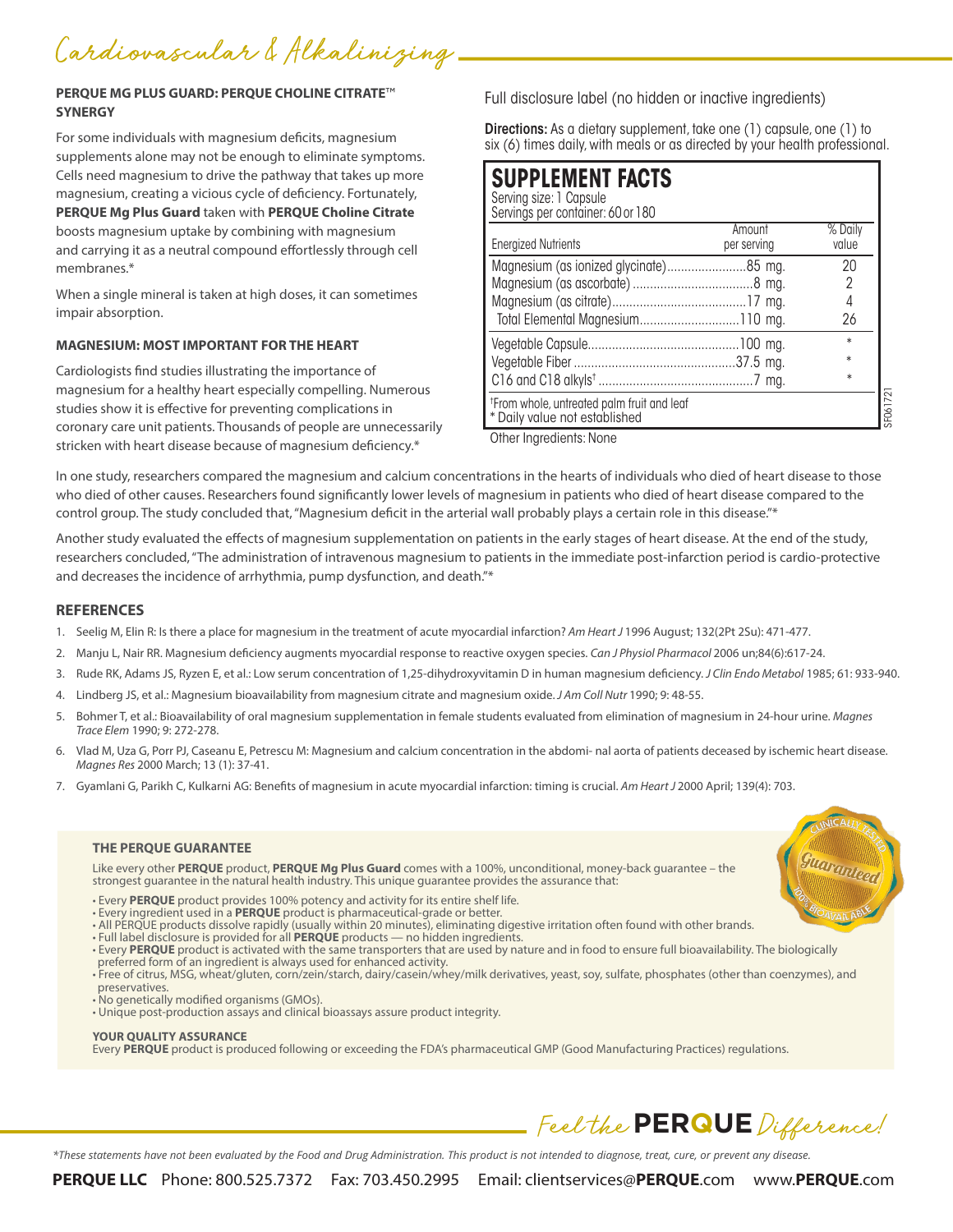# Cardiovascular & Alkalinizing

### PERQUE MG PLUS GUARD: PERQUE CHOLINE CITRATE™ SYNERGY

For some individuals with magnesium deficits, magnesium supplements alone may not be enough to eliminate symptoms. Cells need magnesium to drive the pathway that takes up more magnesium, creating a vicious cycle of deficiency. Fortunately, **PERQUE Mg Plus Guard** taken with **PERQUE Choline Citrate** boosts magnesium uptake by combining with magnesium and carrying it as a neutral compound effortlessly through cell membranes.*

When a single mineral is taken at high doses, it can sometimes impair absorption.

### MAGNESIUM: MOST IMPORTANT FOR THE HEART

Cardiologists find studies illustrating the importance of magnesium for a healthy heart especially compelling. Numerous studies show it is effective for preventing complications in coronary care unit patients. Thousands of people are unnecessarily stricken with heart disease because of magnesium deficiency.*

Full disclosure label (no hidden or inactive ingredients)

**Directions:** As a dietary supplement, take one (1) capsule, one (1) to six (6) times daily, with meals or as directed by your health professional.

## SUPPLEMENT FACTS

Serving size: 1 Capsule
Servings per container: 60 or 180

| Energized Nutrients | Amount per serving | % Daily value |
|---|---|---|
| Magnesium (as ionized glycinate) | 85 mg. | 20 |
| Magnesium (as ascorbate) | 8 mg. | 2 |
| Magnesium (as citrate) | 17 mg. | 4 |
| Total Elemental Magnesium | 110 mg. | 26 |
| Vegetable Capsule | 100 mg. | * |
| Vegetable Fiber | 37.5 mg. | * |
| C16 and C18 alkyls† | 7 mg. | * |

†From whole, untreated palm fruit and leaf
* Daily value not established

SF061721

Other Ingredients: None

In one study, researchers compared the magnesium and calcium concentrations in the hearts of individuals who died of heart disease to those who died of other causes. Researchers found significantly lower levels of magnesium in patients who died of heart disease compared to the control group. The study concluded that, "Magnesium deficit in the arterial wall probably plays a certain role in this disease."*

Another study evaluated the effects of magnesium supplementation on patients in the early stages of heart disease. At the end of the study, researchers concluded, "The administration of intravenous magnesium to patients in the immediate post-infarction period is cardio-protective and decreases the incidence of arrhythmia, pump dysfunction, and death."*

### REFERENCES

1. Seelig M, Elin R: Is there a place for magnesium in the treatment of acute myocardial infarction? *Am Heart J* 1996 August; 132(2Pt 2Su): 471-477.
2. Manju L, Nair RR. Magnesium deficiency augments myocardial response to reactive oxygen species. *Can J Physiol Pharmacol* 2006 un;84(6):617-24.
3. Rude RK, Adams JS, Ryzen E, et al.: Low serum concentration of 1,25-dihydroxyvitamin D in human magnesium deficiency. *J Clin Endo Metabol* 1985; 61: 933-940.
4. Lindberg JS, et al.: Magnesium bioavailability from magnesium citrate and magnesium oxide. *J Am Coll Nutr* 1990; 9: 48-55.
5. Bohmer T, et al.: Bioavailability of oral magnesium supplementation in female students evaluated from elimination of magnesium in 24-hour urine. *Magnes Trace Elem* 1990; 9: 272-278.
6. Vlad M, Uza G, Porr PJ, Caseanu E, Petrescu M: Magnesium and calcium concentration in the abdomi- nal aorta of patients deceased by ischemic heart disease. *Magnes Res* 2000 March; 13 (1): 37-41.
7. Gyamlani G, Parikh C, Kulkarni AG: Benefits of magnesium in acute myocardial infarction: timing is crucial. *Am Heart J* 2000 April; 139(4): 703.

### THE PERQUE GUARANTEE

Like every other **PERQUE** product, **PERQUE Mg Plus Guard** comes with a 100%, unconditional, money-back guarantee – the strongest guarantee in the natural health industry. This unique guarantee provides the assurance that:

- Every **PERQUE** product provides 100% potency and activity for its entire shelf life.
- Every ingredient used in a **PERQUE** product is pharmaceutical-grade or better.
- All PERQUE products dissolve rapidly (usually within 20 minutes), eliminating digestive irritation often found with other brands.
- Full label disclosure is provided for all **PERQUE** products — no hidden ingredients.
- Every **PERQUE** product is activated with the same transporters that are used by nature and in food to ensure full bioavailability. The biologically preferred form of an ingredient is always used for enhanced activity.
- Free of citrus, MSG, wheat/gluten, corn/zein/starch, dairy/casein/whey/milk derivatives, yeast, soy, sulfate, phosphates (other than coenzymes), and preservatives.
- No genetically modified organisms (GMOs).
- Unique post-production assays and clinical bioassays assure product integrity.

Clinically Tested · Guaranteed · 100% Bioavailable

#### YOUR QUALITY ASSURANCE

Every **PERQUE** product is produced following or exceeding the FDA's pharmaceutical GMP (Good Manufacturing Practices) regulations.

Feel the **PERQUE** Difference!

*These statements have not been evaluated by the Food and Drug Administration. This product is not intended to diagnose, treat, cure, or prevent any disease.*

**PERQUE LLC** Phone: 800.525.7372 Fax: 703.450.2995 Email: clientservices@**PERQUE**.com www.**PERQUE**.com